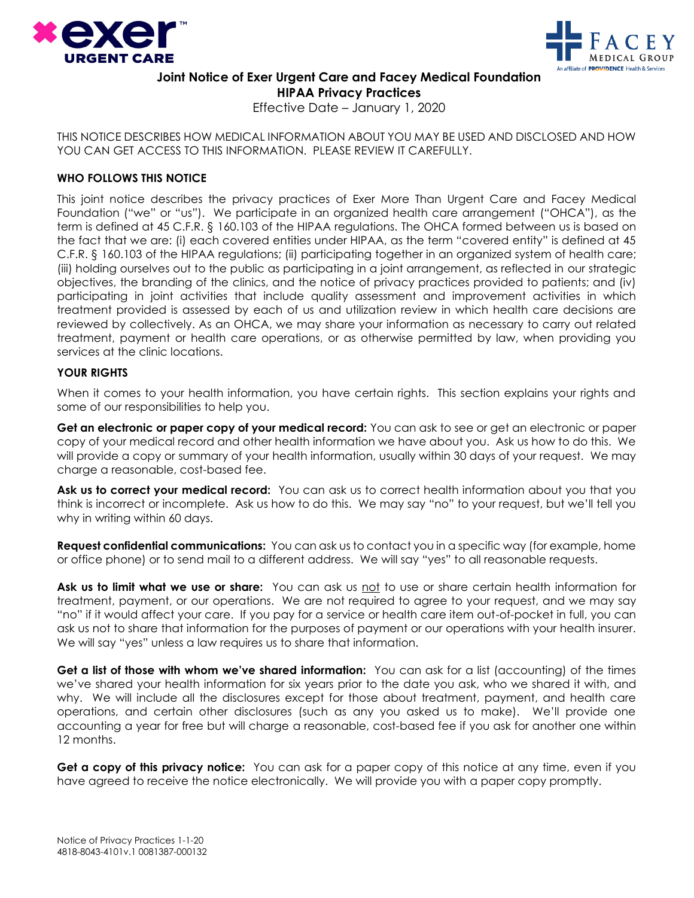# Joint Notice of Exer Urgent Care and Facey Medical Foundation HIPAA Privacy Practices

Effective Date – January 1, 2020

THIS NOTICE DESCRIBES HOW MEDICAL INFORMATION ABOUT YOU MAY BE USED AND DISCLOSED AND HOW YOU CAN GET ACCESS TO THIS INFORMATION. PLEASE REVIEW IT CAREFULLY.

## WHO FOLLOWS THIS NOTICE

This joint notice describes the privacy practices of Exer More Than Urgent Care and Facey Medical Foundation ("we" or "us"). We participate in an organized health care arrangement ("OHCA"), as the term is defined at 45 C.F.R. § 160.103 of the HIPAA regulations. The OHCA formed between us is based on the fact that we are: (i) each covered entities under HIPAA, as the term "covered entity" is defined at 45 C.F.R. § 160.103 of the HIPAA regulations; (ii) participating together in an organized system of health care; (iii) holding ourselves out to the public as participating in a joint arrangement, as reflected in our strategic objectives, the branding of the clinics, and the notice of privacy practices provided to patients; and (iv) participating in joint activities that include quality assessment and improvement activities in which treatment provided is assessed by each of us and utilization review in which health care decisions are reviewed by collectively. As an OHCA, we may share your information as necessary to carry out related treatment, payment or health care operations, or as otherwise permitted by law, when providing you services at the clinic locations.

## YOUR RIGHTS

When it comes to your health information, you have certain rights. This section explains your rights and some of our responsibilities to help you.

**Get an electronic or paper copy of your medical record:** You can ask to see or get an electronic or paper copy of your medical record and other health information we have about you. Ask us how to do this. We will provide a copy or summary of your health information, usually within 30 days of your request. We may charge a reasonable, cost-based fee.

**Ask us to correct your medical record:** You can ask us to correct health information about you that you think is incorrect or incomplete. Ask us how to do this. We may say "no" to your request, but we'll tell you why in writing within 60 days.

**Request confidential communications:** You can ask us to contact you in a specific way (for example, home or office phone) or to send mail to a different address. We will say "yes" to all reasonable requests.

**Ask us to limit what we use or share:** You can ask us not to use or share certain health information for treatment, payment, or our operations. We are not required to agree to your request, and we may say "no" if it would affect your care. If you pay for a service or health care item out-of-pocket in full, you can ask us not to share that information for the purposes of payment or our operations with your health insurer. We will say "yes" unless a law requires us to share that information.

**Get a list of those with whom we've shared information:** You can ask for a list (accounting) of the times we've shared your health information for six years prior to the date you ask, who we shared it with, and why. We will include all the disclosures except for those about treatment, payment, and health care operations, and certain other disclosures (such as any you asked us to make). We'll provide one accounting a year for free but will charge a reasonable, cost-based fee if you ask for another one within 12 months.

**Get a copy of this privacy notice:** You can ask for a paper copy of this notice at any time, even if you have agreed to receive the notice electronically. We will provide you with a paper copy promptly.

Notice of Privacy Practices 1-1-20
4818-8043-4101v.1 0081387-000132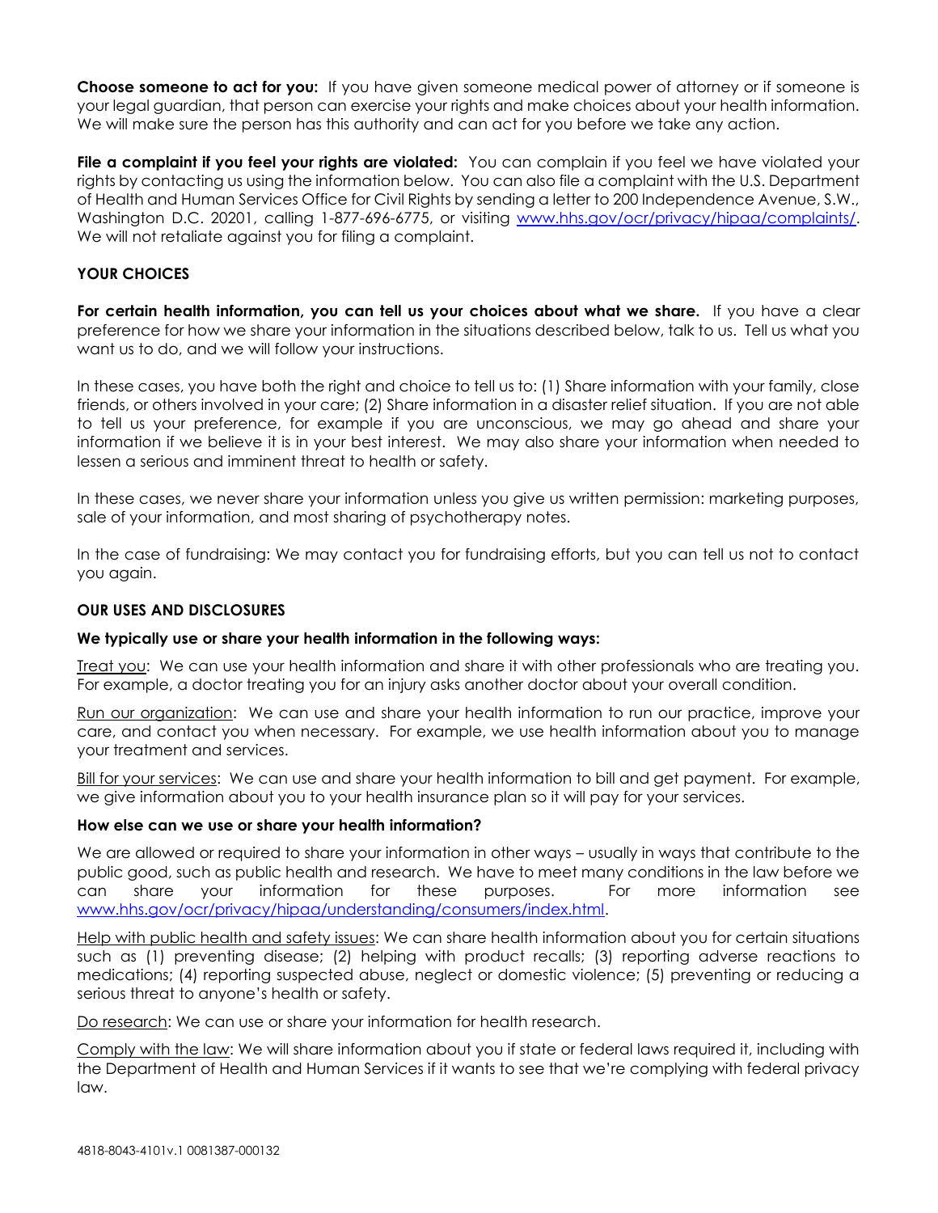**Choose someone to act for you:** If you have given someone medical power of attorney or if someone is your legal guardian, that person can exercise your rights and make choices about your health information. We will make sure the person has this authority and can act for you before we take any action.

**File a complaint if you feel your rights are violated:** You can complain if you feel we have violated your rights by contacting us using the information below. You can also file a complaint with the U.S. Department of Health and Human Services Office for Civil Rights by sending a letter to 200 Independence Avenue, S.W., Washington D.C. 20201, calling 1-877-696-6775, or visiting [www.hhs.gov/ocr/privacy/hipaa/complaints/](www.hhs.gov/ocr/privacy/hipaa/complaints/). We will not retaliate against you for filing a complaint.

## YOUR CHOICES

**For certain health information, you can tell us your choices about what we share.** If you have a clear preference for how we share your information in the situations described below, talk to us. Tell us what you want us to do, and we will follow your instructions.

In these cases, you have both the right and choice to tell us to: (1) Share information with your family, close friends, or others involved in your care; (2) Share information in a disaster relief situation. If you are not able to tell us your preference, for example if you are unconscious, we may go ahead and share your information if we believe it is in your best interest. We may also share your information when needed to lessen a serious and imminent threat to health or safety.

In these cases, we never share your information unless you give us written permission: marketing purposes, sale of your information, and most sharing of psychotherapy notes.

In the case of fundraising: We may contact you for fundraising efforts, but you can tell us not to contact you again.

## OUR USES AND DISCLOSURES

**We typically use or share your health information in the following ways:**

Treat you: We can use your health information and share it with other professionals who are treating you. For example, a doctor treating you for an injury asks another doctor about your overall condition.

Run our organization: We can use and share your health information to run our practice, improve your care, and contact you when necessary. For example, we use health information about you to manage your treatment and services.

Bill for your services: We can use and share your health information to bill and get payment. For example, we give information about you to your health insurance plan so it will pay for your services.

**How else can we use or share your health information?**

We are allowed or required to share your information in other ways – usually in ways that contribute to the public good, such as public health and research. We have to meet many conditions in the law before we can share your information for these purposes. For more information see [www.hhs.gov/ocr/privacy/hipaa/understanding/consumers/index.html](www.hhs.gov/ocr/privacy/hipaa/understanding/consumers/index.html).

Help with public health and safety issues: We can share health information about you for certain situations such as (1) preventing disease; (2) helping with product recalls; (3) reporting adverse reactions to medications; (4) reporting suspected abuse, neglect or domestic violence; (5) preventing or reducing a serious threat to anyone's health or safety.

Do research: We can use or share your information for health research.

Comply with the law: We will share information about you if state or federal laws required it, including with the Department of Health and Human Services if it wants to see that we're complying with federal privacy law.

4818-8043-4101v.1 0081387-000132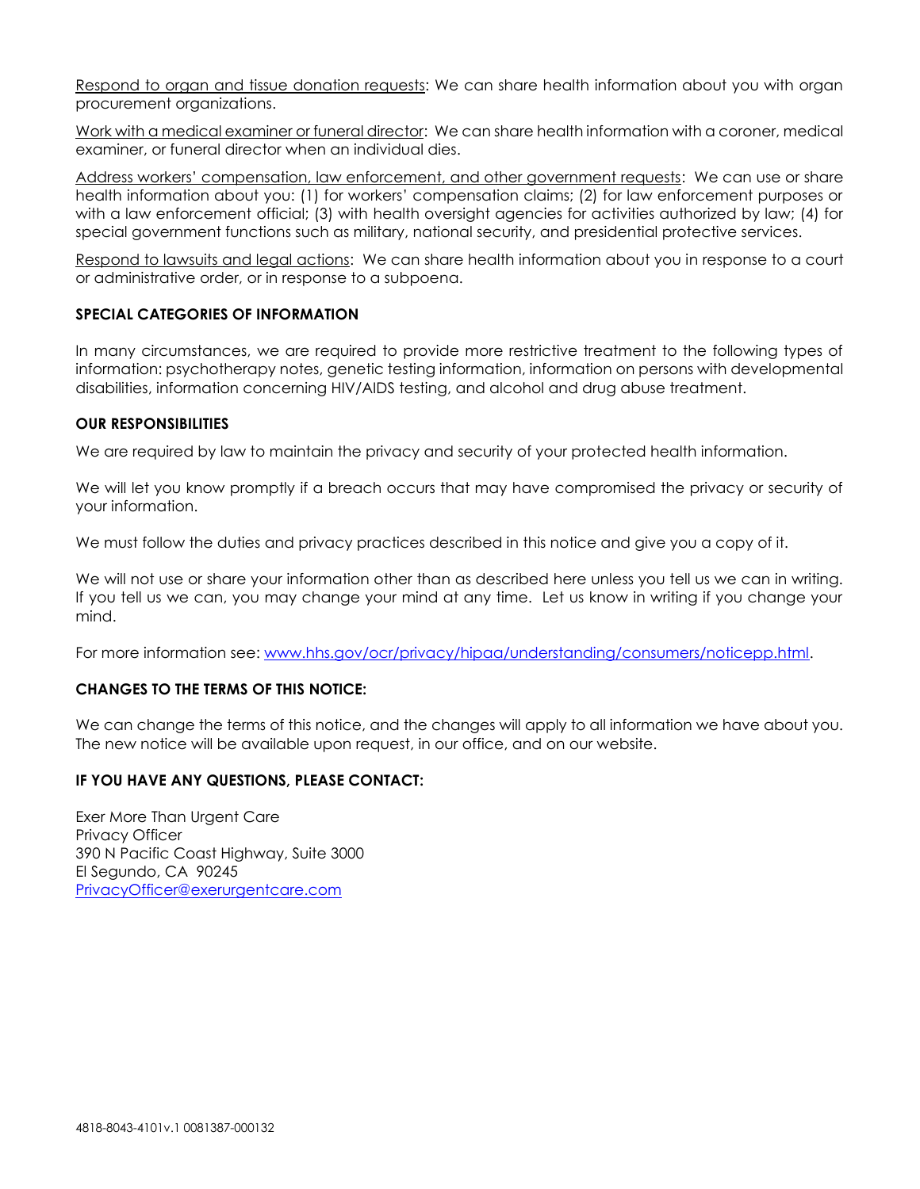Respond to organ and tissue donation requests: We can share health information about you with organ procurement organizations.

Work with a medical examiner or funeral director: We can share health information with a coroner, medical examiner, or funeral director when an individual dies.

Address workers' compensation, law enforcement, and other government requests: We can use or share health information about you: (1) for workers' compensation claims; (2) for law enforcement purposes or with a law enforcement official; (3) with health oversight agencies for activities authorized by law; (4) for special government functions such as military, national security, and presidential protective services.

Respond to lawsuits and legal actions: We can share health information about you in response to a court or administrative order, or in response to a subpoena.

**SPECIAL CATEGORIES OF INFORMATION**

In many circumstances, we are required to provide more restrictive treatment to the following types of information: psychotherapy notes, genetic testing information, information on persons with developmental disabilities, information concerning HIV/AIDS testing, and alcohol and drug abuse treatment.

**OUR RESPONSIBILITIES**

We are required by law to maintain the privacy and security of your protected health information.

We will let you know promptly if a breach occurs that may have compromised the privacy or security of your information.

We must follow the duties and privacy practices described in this notice and give you a copy of it.

We will not use or share your information other than as described here unless you tell us we can in writing. If you tell us we can, you may change your mind at any time. Let us know in writing if you change your mind.

For more information see: www.hhs.gov/ocr/privacy/hipaa/understanding/consumers/noticepp.html.

**CHANGES TO THE TERMS OF THIS NOTICE:**

We can change the terms of this notice, and the changes will apply to all information we have about you. The new notice will be available upon request, in our office, and on our website.

**IF YOU HAVE ANY QUESTIONS, PLEASE CONTACT:**

Exer More Than Urgent Care
Privacy Officer
390 N Pacific Coast Highway, Suite 3000
El Segundo, CA 90245
PrivacyOfficer@exerurgentcare.com

4818-8043-4101v.1 0081387-000132